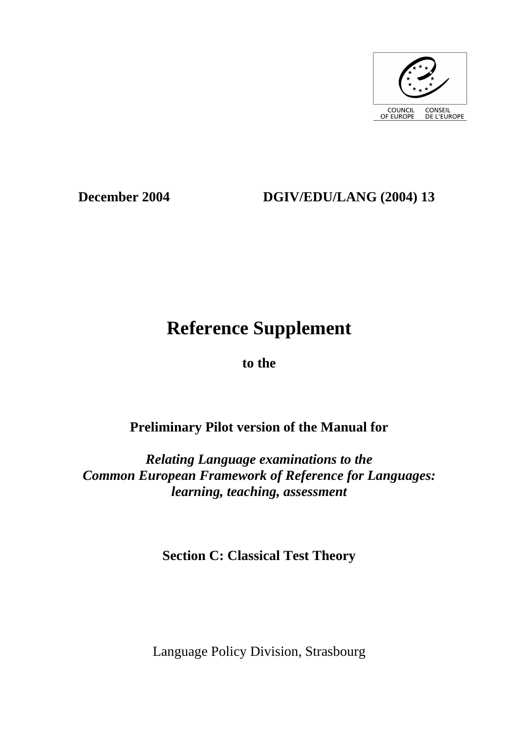COUNCIL OF EUROPE CONSEIL DE L'EUROPE

**December 2004** **DGIV/EDU/LANG (2004) 13**

# Reference Supplement

**to the**

## Preliminary Pilot version of the Manual for

***Relating Language examinations to the Common European Framework of Reference for Languages: learning, teaching, assessment***

## Section C: Classical Test Theory

Language Policy Division, Strasbourg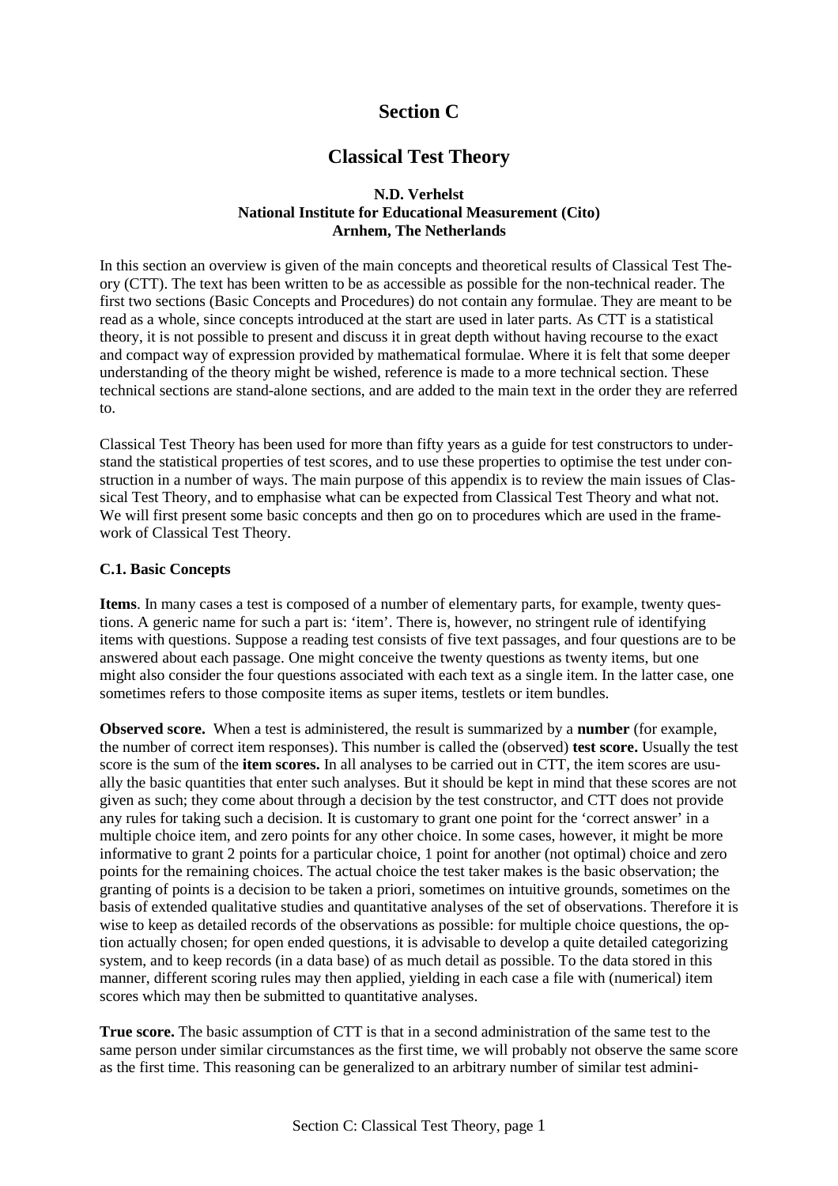# Section C

# Classical Test Theory

**N.D. Verhelst**
**National Institute for Educational Measurement (Cito)**
**Arnhem, The Netherlands**

In this section an overview is given of the main concepts and theoretical results of Classical Test Theory (CTT). The text has been written to be as accessible as possible for the non-technical reader. The first two sections (Basic Concepts and Procedures) do not contain any formulae. They are meant to be read as a whole, since concepts introduced at the start are used in later parts. As CTT is a statistical theory, it is not possible to present and discuss it in great depth without having recourse to the exact and compact way of expression provided by mathematical formulae. Where it is felt that some deeper understanding of the theory might be wished, reference is made to a more technical section. These technical sections are stand-alone sections, and are added to the main text in the order they are referred to.

Classical Test Theory has been used for more than fifty years as a guide for test constructors to understand the statistical properties of test scores, and to use these properties to optimise the test under construction in a number of ways. The main purpose of this appendix is to review the main issues of Classical Test Theory, and to emphasise what can be expected from Classical Test Theory and what not. We will first present some basic concepts and then go on to procedures which are used in the framework of Classical Test Theory.

### C.1. Basic Concepts

**Items**. In many cases a test is composed of a number of elementary parts, for example, twenty questions. A generic name for such a part is: 'item'. There is, however, no stringent rule of identifying items with questions. Suppose a reading test consists of five text passages, and four questions are to be answered about each passage. One might conceive the twenty questions as twenty items, but one might also consider the four questions associated with each text as a single item. In the latter case, one sometimes refers to those composite items as super items, testlets or item bundles.

**Observed score.** When a test is administered, the result is summarized by a **number** (for example, the number of correct item responses). This number is called the (observed) **test score.** Usually the test score is the sum of the **item scores.** In all analyses to be carried out in CTT, the item scores are usually the basic quantities that enter such analyses. But it should be kept in mind that these scores are not given as such; they come about through a decision by the test constructor, and CTT does not provide any rules for taking such a decision. It is customary to grant one point for the 'correct answer' in a multiple choice item, and zero points for any other choice. In some cases, however, it might be more informative to grant 2 points for a particular choice, 1 point for another (not optimal) choice and zero points for the remaining choices. The actual choice the test taker makes is the basic observation; the granting of points is a decision to be taken a priori, sometimes on intuitive grounds, sometimes on the basis of extended qualitative studies and quantitative analyses of the set of observations. Therefore it is wise to keep as detailed records of the observations as possible: for multiple choice questions, the option actually chosen; for open ended questions, it is advisable to develop a quite detailed categorizing system, and to keep records (in a data base) of as much detail as possible. To the data stored in this manner, different scoring rules may then applied, yielding in each case a file with (numerical) item scores which may then be submitted to quantitative analyses.

**True score.** The basic assumption of CTT is that in a second administration of the same test to the same person under similar circumstances as the first time, we will probably not observe the same score as the first time. This reasoning can be generalized to an arbitrary number of similar test admini-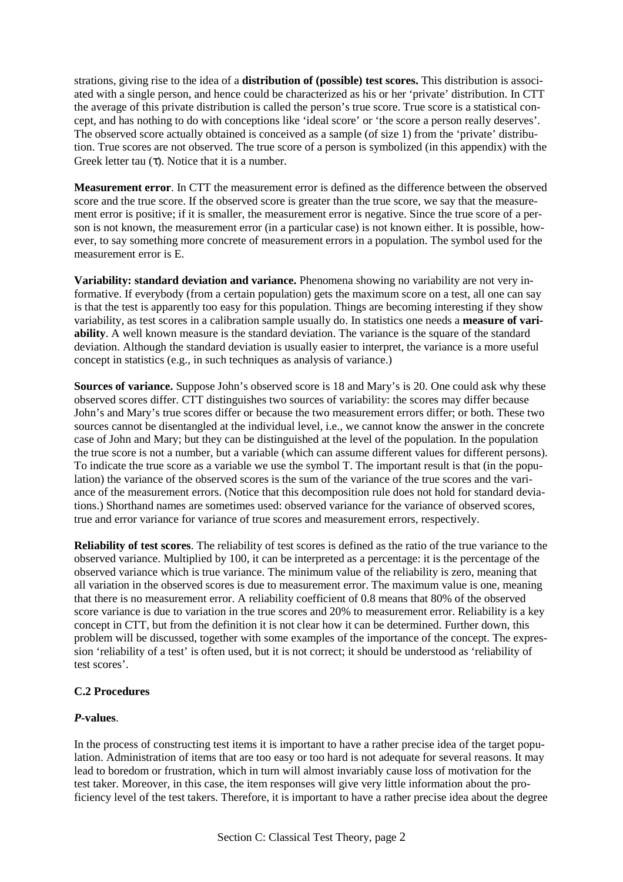strations, giving rise to the idea of a **distribution of (possible) test scores.** This distribution is associated with a single person, and hence could be characterized as his or her 'private' distribution. In CTT the average of this private distribution is called the person's true score. True score is a statistical concept, and has nothing to do with conceptions like 'ideal score' or 'the score a person really deserves'. The observed score actually obtained is conceived as a sample (of size 1) from the 'private' distribution. True scores are not observed. The true score of a person is symbolized (in this appendix) with the Greek letter tau ($\tau$). Notice that it is a number.

**Measurement error**. In CTT the measurement error is defined as the difference between the observed score and the true score. If the observed score is greater than the true score, we say that the measurement error is positive; if it is smaller, the measurement error is negative. Since the true score of a person is not known, the measurement error (in a particular case) is not known either. It is possible, however, to say something more concrete of measurement errors in a population. The symbol used for the measurement error is E.

**Variability: standard deviation and variance.** Phenomena showing no variability are not very informative. If everybody (from a certain population) gets the maximum score on a test, all one can say is that the test is apparently too easy for this population. Things are becoming interesting if they show variability, as test scores in a calibration sample usually do. In statistics one needs a **measure of variability**. A well known measure is the standard deviation. The variance is the square of the standard deviation. Although the standard deviation is usually easier to interpret, the variance is a more useful concept in statistics (e.g., in such techniques as analysis of variance.)

**Sources of variance.** Suppose John's observed score is 18 and Mary's is 20. One could ask why these observed scores differ. CTT distinguishes two sources of variability: the scores may differ because John's and Mary's true scores differ or because the two measurement errors differ; or both. These two sources cannot be disentangled at the individual level, i.e., we cannot know the answer in the concrete case of John and Mary; but they can be distinguished at the level of the population. In the population the true score is not a number, but a variable (which can assume different values for different persons). To indicate the true score as a variable we use the symbol T. The important result is that (in the population) the variance of the observed scores is the sum of the variance of the true scores and the variance of the measurement errors. (Notice that this decomposition rule does not hold for standard deviations.) Shorthand names are sometimes used: observed variance for the variance of observed scores, true and error variance for variance of true scores and measurement errors, respectively.

**Reliability of test scores**. The reliability of test scores is defined as the ratio of the true variance to the observed variance. Multiplied by 100, it can be interpreted as a percentage: it is the percentage of the observed variance which is true variance. The minimum value of the reliability is zero, meaning that all variation in the observed scores is due to measurement error. The maximum value is one, meaning that there is no measurement error. A reliability coefficient of 0.8 means that 80% of the observed score variance is due to variation in the true scores and 20% to measurement error. Reliability is a key concept in CTT, but from the definition it is not clear how it can be determined. Further down, this problem will be discussed, together with some examples of the importance of the concept. The expression 'reliability of a test' is often used, but it is not correct; it should be understood as 'reliability of test scores'.

### C.2 Procedures

#### ***P*-values**.

In the process of constructing test items it is important to have a rather precise idea of the target population. Administration of items that are too easy or too hard is not adequate for several reasons. It may lead to boredom or frustration, which in turn will almost invariably cause loss of motivation for the test taker. Moreover, in this case, the item responses will give very little information about the proficiency level of the test takers. Therefore, it is important to have a rather precise idea about the degree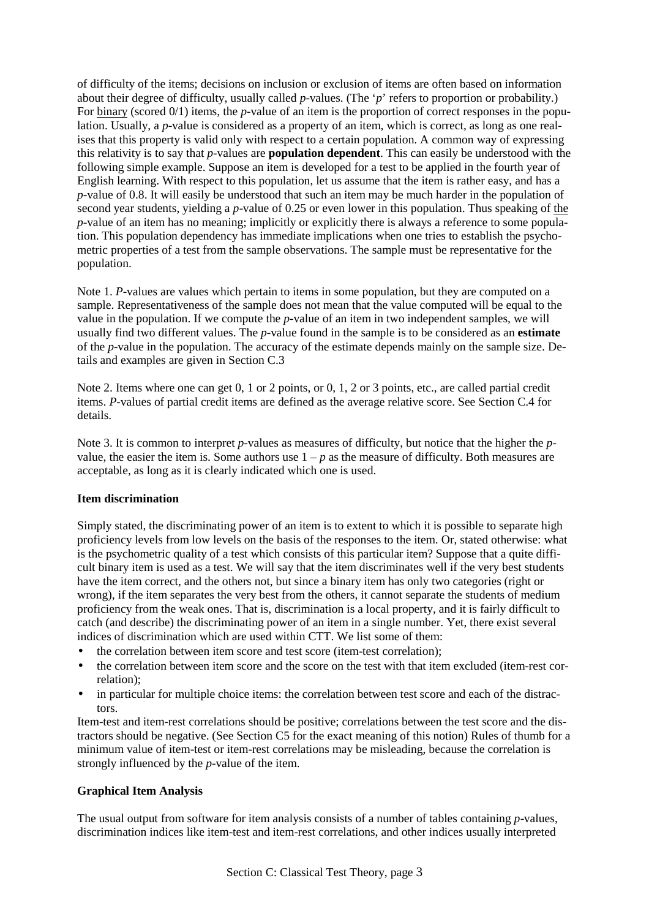of difficulty of the items; decisions on inclusion or exclusion of items are often based on information about their degree of difficulty, usually called *p*-values. (The '*p*' refers to proportion or probability.) For binary (scored 0/1) items, the *p*-value of an item is the proportion of correct responses in the population. Usually, a *p*-value is considered as a property of an item, which is correct, as long as one realises that this property is valid only with respect to a certain population. A common way of expressing this relativity is to say that *p*-values are **population dependent**. This can easily be understood with the following simple example. Suppose an item is developed for a test to be applied in the fourth year of English learning. With respect to this population, let us assume that the item is rather easy, and has a *p*-value of 0.8. It will easily be understood that such an item may be much harder in the population of second year students, yielding a *p*-value of 0.25 or even lower in this population. Thus speaking of the *p*-value of an item has no meaning; implicitly or explicitly there is always a reference to some population. This population dependency has immediate implications when one tries to establish the psychometric properties of a test from the sample observations. The sample must be representative for the population.

Note 1. *P*-values are values which pertain to items in some population, but they are computed on a sample. Representativeness of the sample does not mean that the value computed will be equal to the value in the population. If we compute the *p*-value of an item in two independent samples, we will usually find two different values. The *p*-value found in the sample is to be considered as an **estimate** of the *p*-value in the population. The accuracy of the estimate depends mainly on the sample size. Details and examples are given in Section C.3

Note 2. Items where one can get 0, 1 or 2 points, or 0, 1, 2 or 3 points, etc., are called partial credit items. *P*-values of partial credit items are defined as the average relative score. See Section C.4 for details.

Note 3. It is common to interpret *p*-values as measures of difficulty, but notice that the higher the *p*-value, the easier the item is. Some authors use $1 - p$ as the measure of difficulty. Both measures are acceptable, as long as it is clearly indicated which one is used.

**Item discrimination**

Simply stated, the discriminating power of an item is to extent to which it is possible to separate high proficiency levels from low levels on the basis of the responses to the item. Or, stated otherwise: what is the psychometric quality of a test which consists of this particular item? Suppose that a quite difficult binary item is used as a test. We will say that the item discriminates well if the very best students have the item correct, and the others not, but since a binary item has only two categories (right or wrong), if the item separates the very best from the others, it cannot separate the students of medium proficiency from the weak ones. That is, discrimination is a local property, and it is fairly difficult to catch (and describe) the discriminating power of an item in a single number. Yet, there exist several indices of discrimination which are used within CTT. We list some of them:

- the correlation between item score and test score (item-test correlation);
- the correlation between item score and the score on the test with that item excluded (item-rest correlation);
- in particular for multiple choice items: the correlation between test score and each of the distractors.

Item-test and item-rest correlations should be positive; correlations between the test score and the distractors should be negative. (See Section C5 for the exact meaning of this notion) Rules of thumb for a minimum value of item-test or item-rest correlations may be misleading, because the correlation is strongly influenced by the *p*-value of the item.

**Graphical Item Analysis**

The usual output from software for item analysis consists of a number of tables containing *p*-values, discrimination indices like item-test and item-rest correlations, and other indices usually interpreted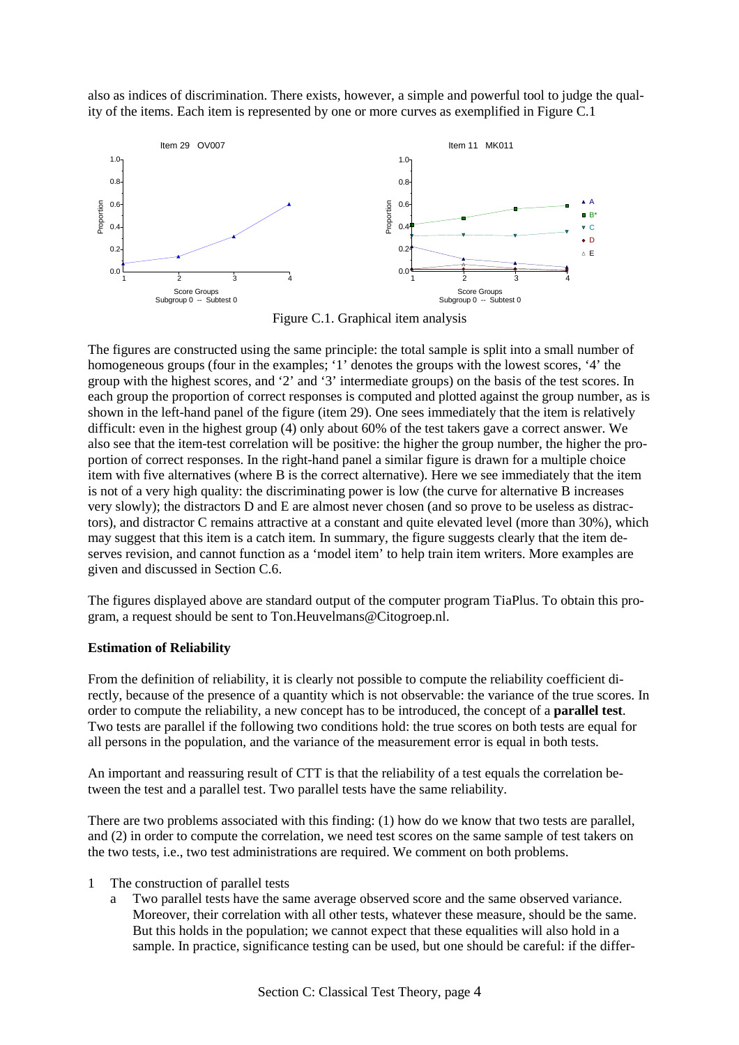also as indices of discrimination. There exists, however, a simple and powerful tool to judge the quality of the items. Each item is represented by one or more curves as exemplified in Figure C.1

Figure C.1. Graphical item analysis

The figures are constructed using the same principle: the total sample is split into a small number of homogeneous groups (four in the examples; '1' denotes the groups with the lowest scores, '4' the group with the highest scores, and '2' and '3' intermediate groups) on the basis of the test scores. In each group the proportion of correct responses is computed and plotted against the group number, as is shown in the left-hand panel of the figure (item 29). One sees immediately that the item is relatively difficult: even in the highest group (4) only about 60% of the test takers gave a correct answer. We also see that the item-test correlation will be positive: the higher the group number, the higher the proportion of correct responses. In the right-hand panel a similar figure is drawn for a multiple choice item with five alternatives (where B is the correct alternative). Here we see immediately that the item is not of a very high quality: the discriminating power is low (the curve for alternative B increases very slowly); the distractors D and E are almost never chosen (and so prove to be useless as distractors), and distractor C remains attractive at a constant and quite elevated level (more than 30%), which may suggest that this item is a catch item. In summary, the figure suggests clearly that the item deserves revision, and cannot function as a 'model item' to help train item writers. More examples are given and discussed in Section C.6.

The figures displayed above are standard output of the computer program TiaPlus. To obtain this program, a request should be sent to Ton.Heuvelmans@Citogroep.nl.

**Estimation of Reliability**

From the definition of reliability, it is clearly not possible to compute the reliability coefficient directly, because of the presence of a quantity which is not observable: the variance of the true scores. In order to compute the reliability, a new concept has to be introduced, the concept of a **parallel test**. Two tests are parallel if the following two conditions hold: the true scores on both tests are equal for all persons in the population, and the variance of the measurement error is equal in both tests.

An important and reassuring result of CTT is that the reliability of a test equals the correlation between the test and a parallel test. Two parallel tests have the same reliability.

There are two problems associated with this finding: (1) how do we know that two tests are parallel, and (2) in order to compute the correlation, we need test scores on the same sample of test takers on the two tests, i.e., two test administrations are required. We comment on both problems.

1 The construction of parallel tests
   a Two parallel tests have the same average observed score and the same observed variance. Moreover, their correlation with all other tests, whatever these measure, should be the same. But this holds in the population; we cannot expect that these equalities will also hold in a sample. In practice, significance testing can be used, but one should be careful: if the differ-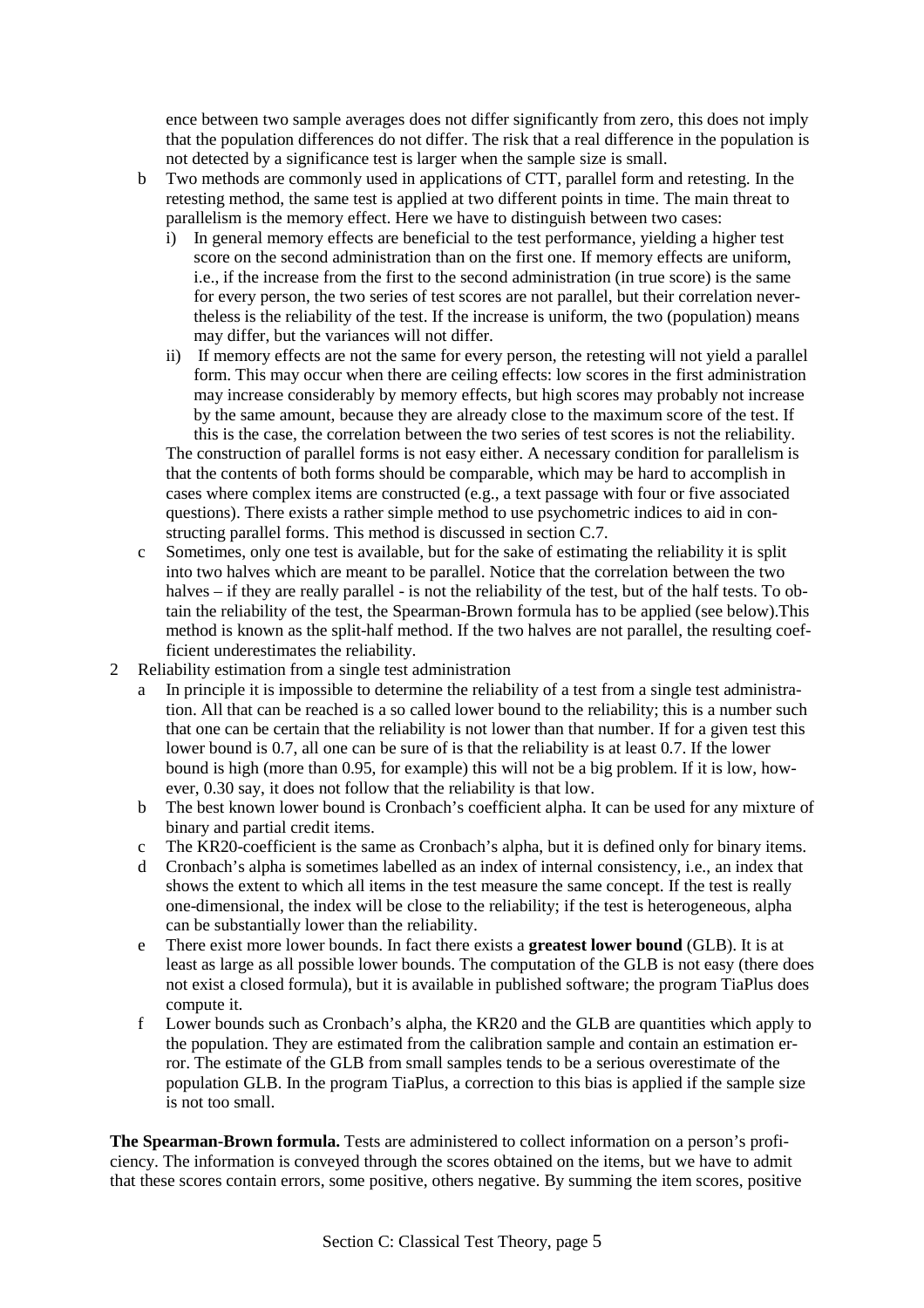ence between two sample averages does not differ significantly from zero, this does not imply that the population differences do not differ. The risk that a real difference in the population is not detected by a significance test is larger when the sample size is small.

- b Two methods are commonly used in applications of CTT, parallel form and retesting. In the retesting method, the same test is applied at two different points in time. The main threat to parallelism is the memory effect. Here we have to distinguish between two cases:
  - i) In general memory effects are beneficial to the test performance, yielding a higher test score on the second administration than on the first one. If memory effects are uniform, i.e., if the increase from the first to the second administration (in true score) is the same for every person, the two series of test scores are not parallel, but their correlation nevertheless is the reliability of the test. If the increase is uniform, the two (population) means may differ, but the variances will not differ.
  - ii) If memory effects are not the same for every person, the retesting will not yield a parallel form. This may occur when there are ceiling effects: low scores in the first administration may increase considerably by memory effects, but high scores may probably not increase by the same amount, because they are already close to the maximum score of the test. If this is the case, the correlation between the two series of test scores is not the reliability.

  The construction of parallel forms is not easy either. A necessary condition for parallelism is that the contents of both forms should be comparable, which may be hard to accomplish in cases where complex items are constructed (e.g., a text passage with four or five associated questions). There exists a rather simple method to use psychometric indices to aid in constructing parallel forms. This method is discussed in section C.7.
- c Sometimes, only one test is available, but for the sake of estimating the reliability it is split into two halves which are meant to be parallel. Notice that the correlation between the two halves – if they are really parallel - is not the reliability of the test, but of the half tests. To obtain the reliability of the test, the Spearman-Brown formula has to be applied (see below).This method is known as the split-half method. If the two halves are not parallel, the resulting coefficient underestimates the reliability.

2 Reliability estimation from a single test administration

- a In principle it is impossible to determine the reliability of a test from a single test administration. All that can be reached is a so called lower bound to the reliability; this is a number such that one can be certain that the reliability is not lower than that number. If for a given test this lower bound is 0.7, all one can be sure of is that the reliability is at least 0.7. If the lower bound is high (more than 0.95, for example) this will not be a big problem. If it is low, however, 0.30 say, it does not follow that the reliability is that low.
- b The best known lower bound is Cronbach's coefficient alpha. It can be used for any mixture of binary and partial credit items.
- c The KR20-coefficient is the same as Cronbach's alpha, but it is defined only for binary items.
- d Cronbach's alpha is sometimes labelled as an index of internal consistency, i.e., an index that shows the extent to which all items in the test measure the same concept. If the test is really one-dimensional, the index will be close to the reliability; if the test is heterogeneous, alpha can be substantially lower than the reliability.
- e There exist more lower bounds. In fact there exists a **greatest lower bound** (GLB). It is at least as large as all possible lower bounds. The computation of the GLB is not easy (there does not exist a closed formula), but it is available in published software; the program TiaPlus does compute it.
- f Lower bounds such as Cronbach's alpha, the KR20 and the GLB are quantities which apply to the population. They are estimated from the calibration sample and contain an estimation error. The estimate of the GLB from small samples tends to be a serious overestimate of the population GLB. In the program TiaPlus, a correction to this bias is applied if the sample size is not too small.

**The Spearman-Brown formula.** Tests are administered to collect information on a person's proficiency. The information is conveyed through the scores obtained on the items, but we have to admit that these scores contain errors, some positive, others negative. By summing the item scores, positive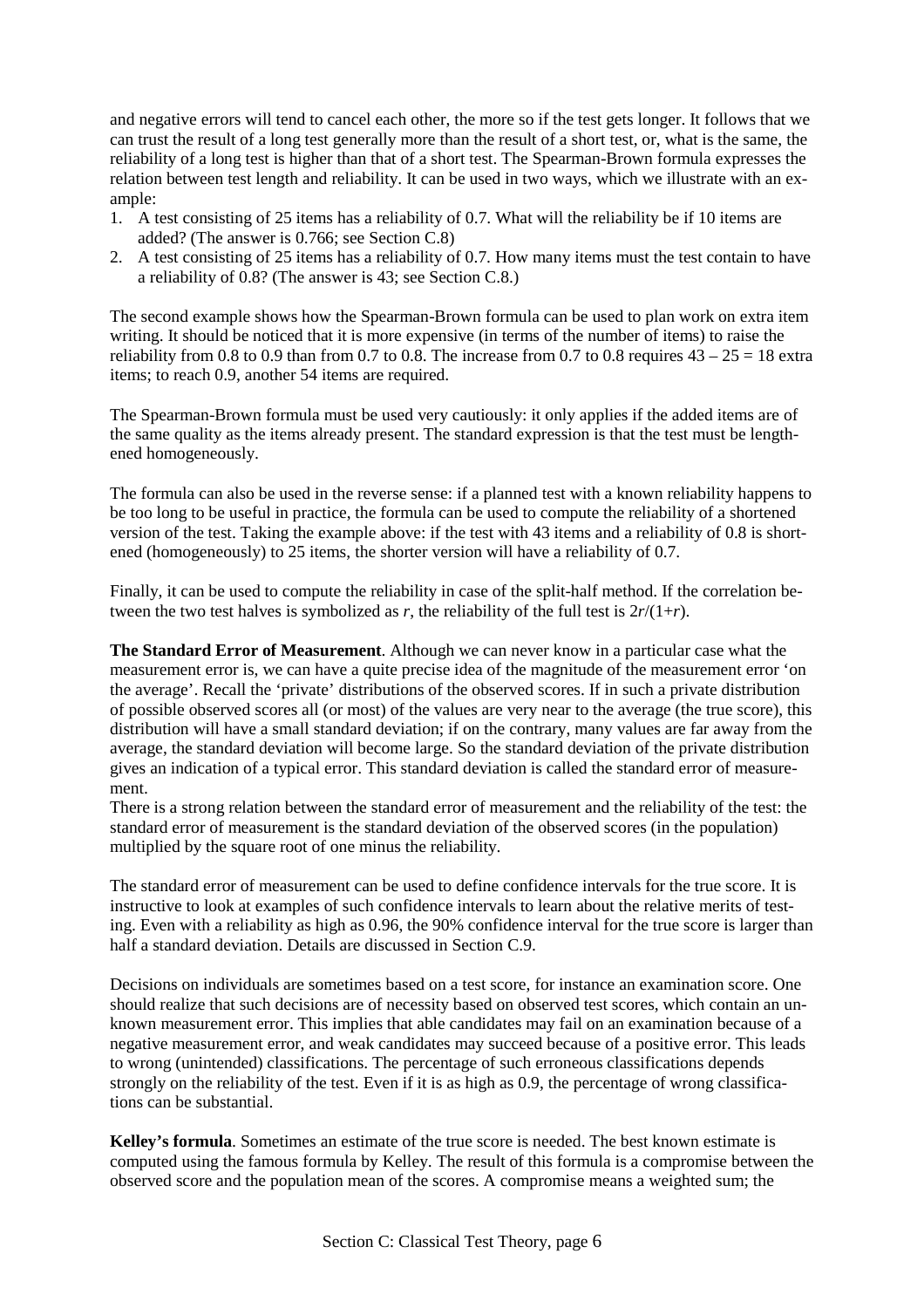and negative errors will tend to cancel each other, the more so if the test gets longer. It follows that we can trust the result of a long test generally more than the result of a short test, or, what is the same, the reliability of a long test is higher than that of a short test. The Spearman-Brown formula expresses the relation between test length and reliability. It can be used in two ways, which we illustrate with an example:

1. A test consisting of 25 items has a reliability of 0.7. What will the reliability be if 10 items are added? (The answer is 0.766; see Section C.8)
2. A test consisting of 25 items has a reliability of 0.7. How many items must the test contain to have a reliability of 0.8? (The answer is 43; see Section C.8.)

The second example shows how the Spearman-Brown formula can be used to plan work on extra item writing. It should be noticed that it is more expensive (in terms of the number of items) to raise the reliability from 0.8 to 0.9 than from 0.7 to 0.8. The increase from 0.7 to 0.8 requires $43 - 25 = 18$ extra items; to reach 0.9, another 54 items are required.

The Spearman-Brown formula must be used very cautiously: it only applies if the added items are of the same quality as the items already present. The standard expression is that the test must be lengthened homogeneously.

The formula can also be used in the reverse sense: if a planned test with a known reliability happens to be too long to be useful in practice, the formula can be used to compute the reliability of a shortened version of the test. Taking the example above: if the test with 43 items and a reliability of 0.8 is shortened (homogeneously) to 25 items, the shorter version will have a reliability of 0.7.

Finally, it can be used to compute the reliability in case of the split-half method. If the correlation between the two test halves is symbolized as $r$, the reliability of the full test is $2r/(1+r)$.

**The Standard Error of Measurement**. Although we can never know in a particular case what the measurement error is, we can have a quite precise idea of the magnitude of the measurement error 'on the average'. Recall the 'private' distributions of the observed scores. If in such a private distribution of possible observed scores all (or most) of the values are very near to the average (the true score), this distribution will have a small standard deviation; if on the contrary, many values are far away from the average, the standard deviation will become large. So the standard deviation of the private distribution gives an indication of a typical error. This standard deviation is called the standard error of measurement.
There is a strong relation between the standard error of measurement and the reliability of the test: the standard error of measurement is the standard deviation of the observed scores (in the population) multiplied by the square root of one minus the reliability.

The standard error of measurement can be used to define confidence intervals for the true score. It is instructive to look at examples of such confidence intervals to learn about the relative merits of testing. Even with a reliability as high as 0.96, the 90% confidence interval for the true score is larger than half a standard deviation. Details are discussed in Section C.9.

Decisions on individuals are sometimes based on a test score, for instance an examination score. One should realize that such decisions are of necessity based on observed test scores, which contain an unknown measurement error. This implies that able candidates may fail on an examination because of a negative measurement error, and weak candidates may succeed because of a positive error. This leads to wrong (unintended) classifications. The percentage of such erroneous classifications depends strongly on the reliability of the test. Even if it is as high as 0.9, the percentage of wrong classifications can be substantial.

**Kelley's formula**. Sometimes an estimate of the true score is needed. The best known estimate is computed using the famous formula by Kelley. The result of this formula is a compromise between the observed score and the population mean of the scores. A compromise means a weighted sum; the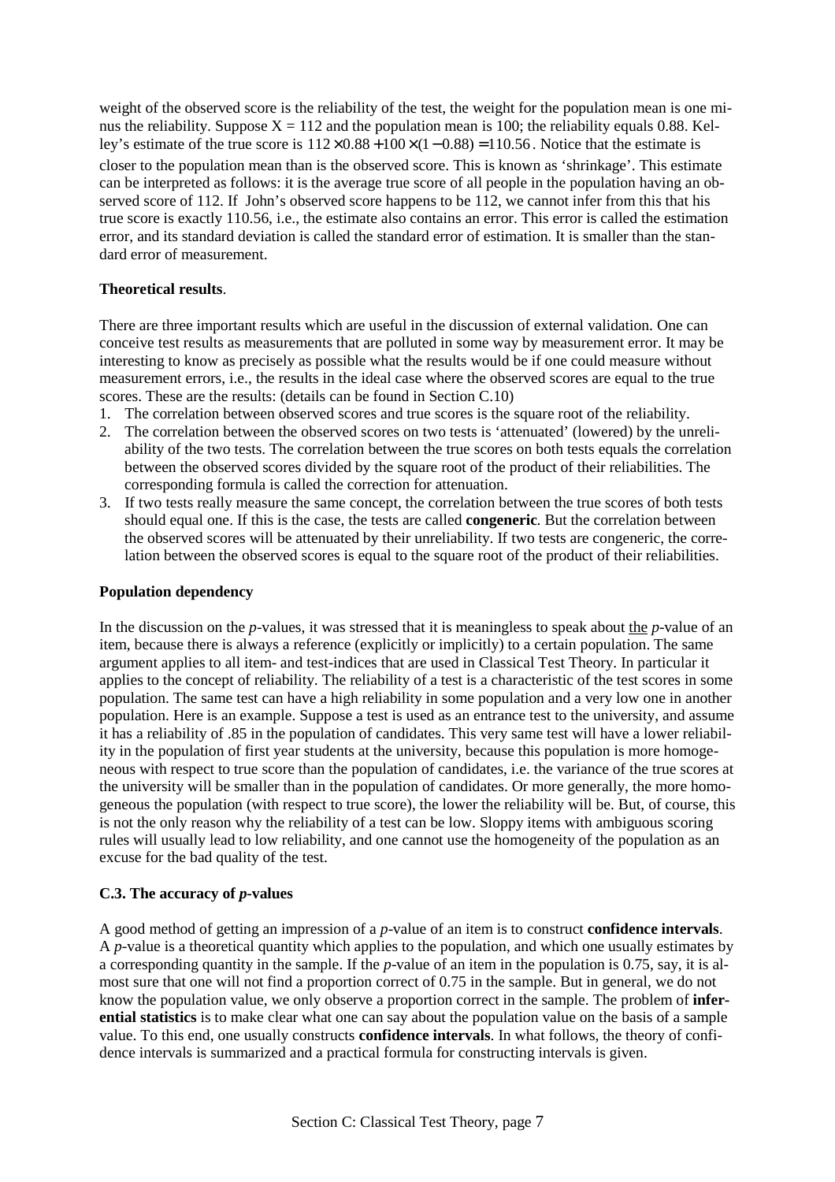weight of the observed score is the reliability of the test, the weight for the population mean is one minus the reliability. Suppose $X = 112$ and the population mean is 100; the reliability equals 0.88. Kelley's estimate of the true score is $112 \times 0.88 + 100 \times (1 - 0.88) = 110.56$. Notice that the estimate is closer to the population mean than is the observed score. This is known as 'shrinkage'. This estimate can be interpreted as follows: it is the average true score of all people in the population having an observed score of 112. If John's observed score happens to be 112, we cannot infer from this that his true score is exactly 110.56, i.e., the estimate also contains an error. This error is called the estimation error, and its standard deviation is called the standard error of estimation. It is smaller than the standard error of measurement.

**Theoretical results**.

There are three important results which are useful in the discussion of external validation. One can conceive test results as measurements that are polluted in some way by measurement error. It may be interesting to know as precisely as possible what the results would be if one could measure without measurement errors, i.e., the results in the ideal case where the observed scores are equal to the true scores. These are the results: (details can be found in Section C.10)

1. The correlation between observed scores and true scores is the square root of the reliability.
2. The correlation between the observed scores on two tests is 'attenuated' (lowered) by the unreliability of the two tests. The correlation between the true scores on both tests equals the correlation between the observed scores divided by the square root of the product of their reliabilities. The corresponding formula is called the correction for attenuation.
3. If two tests really measure the same concept, the correlation between the true scores of both tests should equal one. If this is the case, the tests are called **congeneric**. But the correlation between the observed scores will be attenuated by their unreliability. If two tests are congeneric, the correlation between the observed scores is equal to the square root of the product of their reliabilities.

**Population dependency**

In the discussion on the *p*-values, it was stressed that it is meaningless to speak about the *p*-value of an item, because there is always a reference (explicitly or implicitly) to a certain population. The same argument applies to all item- and test-indices that are used in Classical Test Theory. In particular it applies to the concept of reliability. The reliability of a test is a characteristic of the test scores in some population. The same test can have a high reliability in some population and a very low one in another population. Here is an example. Suppose a test is used as an entrance test to the university, and assume it has a reliability of .85 in the population of candidates. This very same test will have a lower reliability in the population of first year students at the university, because this population is more homogeneous with respect to true score than the population of candidates, i.e. the variance of the true scores at the university will be smaller than in the population of candidates. Or more generally, the more homogeneous the population (with respect to true score), the lower the reliability will be. But, of course, this is not the only reason why the reliability of a test can be low. Sloppy items with ambiguous scoring rules will usually lead to low reliability, and one cannot use the homogeneity of the population as an excuse for the bad quality of the test.

**C.3. The accuracy of *p*-values**

A good method of getting an impression of a *p*-value of an item is to construct **confidence intervals**. A *p*-value is a theoretical quantity which applies to the population, and which one usually estimates by a corresponding quantity in the sample. If the *p*-value of an item in the population is 0.75, say, it is almost sure that one will not find a proportion correct of 0.75 in the sample. But in general, we do not know the population value, we only observe a proportion correct in the sample. The problem of **inferential statistics** is to make clear what one can say about the population value on the basis of a sample value. To this end, one usually constructs **confidence intervals**. In what follows, the theory of confidence intervals is summarized and a practical formula for constructing intervals is given.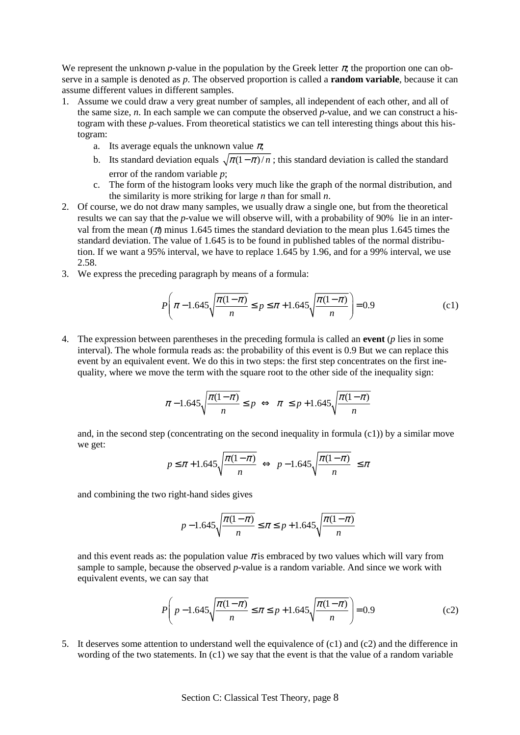We represent the unknown *p*-value in the population by the Greek letter $\pi$; the proportion one can observe in a sample is denoted as *p*. The observed proportion is called a **random variable**, because it can assume different values in different samples.

1. Assume we could draw a very great number of samples, all independent of each other, and all of the same size, *n*. In each sample we can compute the observed *p*-value, and we can construct a histogram with these *p*-values. From theoretical statistics we can tell interesting things about this histogram:
   a. Its average equals the unknown value $\pi$;
   b. Its standard deviation equals $\sqrt{\pi(1-\pi)/n}$ ; this standard deviation is called the standard error of the random variable *p*;
   c. The form of the histogram looks very much like the graph of the normal distribution, and the similarity is more striking for large *n* than for small *n*.
2. Of course, we do not draw many samples, we usually draw a single one, but from the theoretical results we can say that the *p*-value we will observe will, with a probability of 90% lie in an interval from the mean ($\pi$) minus 1.645 times the standard deviation to the mean plus 1.645 times the standard deviation. The value of 1.645 is to be found in published tables of the normal distribution. If we want a 95% interval, we have to replace 1.645 by 1.96, and for a 99% interval, we use 2.58.
3. We express the preceding paragraph by means of a formula:

$$P\left(\pi - 1.645\sqrt{\frac{\pi(1-\pi)}{n}} \leq p \leq \pi + 1.645\sqrt{\frac{\pi(1-\pi)}{n}}\right) = 0.9 \tag{c1}$$

4. The expression between parentheses in the preceding formula is called an **event** (*p* lies in some interval). The whole formula reads as: the probability of this event is 0.9 But we can replace this event by an equivalent event. We do this in two steps: the first step concentrates on the first inequality, where we move the term with the square root to the other side of the inequality sign:

$$\pi - 1.645\sqrt{\frac{\pi(1-\pi)}{n}} \leq p \iff \pi \leq p + 1.645\sqrt{\frac{\pi(1-\pi)}{n}}$$

   and, in the second step (concentrating on the second inequality in formula (c1)) by a similar move we get:

$$p \leq \pi + 1.645\sqrt{\frac{\pi(1-\pi)}{n}} \iff p - 1.645\sqrt{\frac{\pi(1-\pi)}{n}} \leq \pi$$

   and combining the two right-hand sides gives

$$p - 1.645\sqrt{\frac{\pi(1-\pi)}{n}} \leq \pi \leq p + 1.645\sqrt{\frac{\pi(1-\pi)}{n}}$$

   and this event reads as: the population value $\pi$ is embraced by two values which will vary from sample to sample, because the observed *p*-value is a random variable. And since we work with equivalent events, we can say that

$$P\left(p - 1.645\sqrt{\frac{\pi(1-\pi)}{n}} \leq \pi \leq p + 1.645\sqrt{\frac{\pi(1-\pi)}{n}}\right) = 0.9 \tag{c2}$$

5. It deserves some attention to understand well the equivalence of (c1) and (c2) and the difference in wording of the two statements. In (c1) we say that the event is that the value of a random variable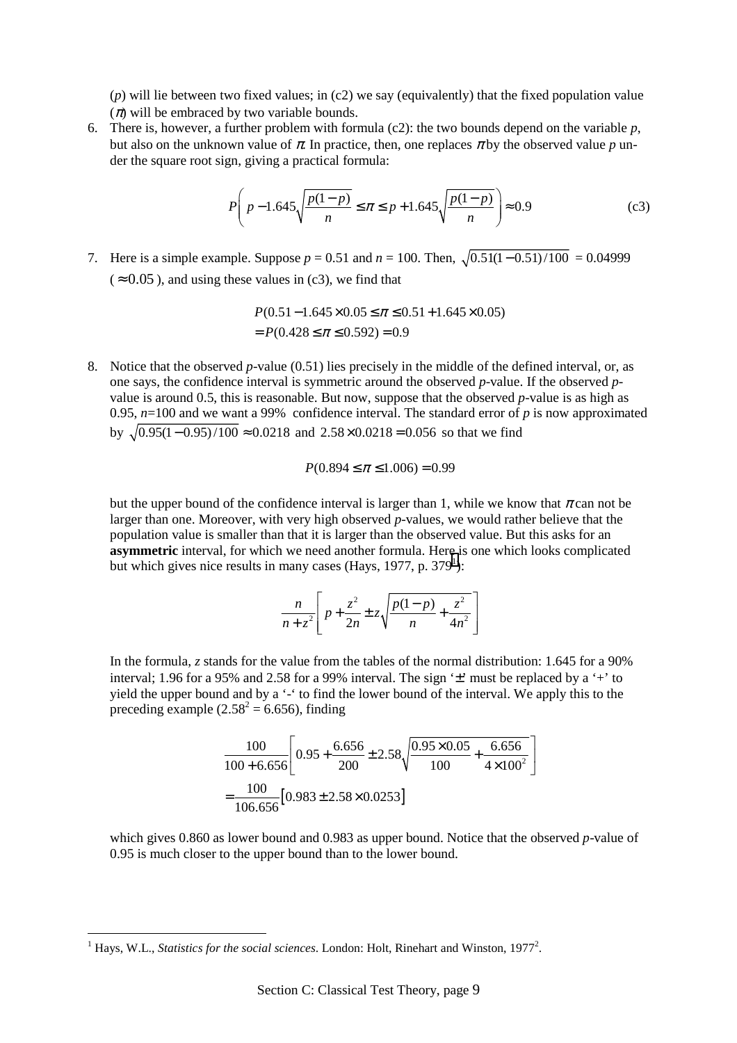($p$) will lie between two fixed values; in (c2) we say (equivalently) that the fixed population value ($\pi$) will be embraced by two variable bounds.

6. There is, however, a further problem with formula (c2): the two bounds depend on the variable $p$, but also on the unknown value of $\pi$. In practice, then, one replaces $\pi$ by the observed value $p$ under the square root sign, giving a practical formula:

$$P\left( p - 1.645\sqrt{\frac{p(1-p)}{n}} \leq \pi \leq p + 1.645\sqrt{\frac{p(1-p)}{n}} \right) \approx 0.9 \qquad \text{(c3)}$$

7. Here is a simple example. Suppose $p = 0.51$ and $n = 100$. Then, $\sqrt{0.51(1-0.51)/100} = 0.04999$ ($\approx 0.05$), and using these values in (c3), we find that

$$\begin{aligned} &P(0.51 - 1.645 \times 0.05 \leq \pi \leq 0.51 + 1.645 \times 0.05) \\ &= P(0.428 \leq \pi \leq 0.592) = 0.9 \end{aligned}$$

8. Notice that the observed $p$-value (0.51) lies precisely in the middle of the defined interval, or, as one says, the confidence interval is symmetric around the observed $p$-value. If the observed $p$-value is around 0.5, this is reasonable. But now, suppose that the observed $p$-value is as high as 0.95, $n$=100 and we want a 99% confidence interval. The standard error of $p$ is now approximated by $\sqrt{0.95(1-0.95)/100} \approx 0.0218$ and $2.58 \times 0.0218 = 0.056$ so that we find

$$P(0.894 \leq \pi \leq 1.006) = 0.99$$

but the upper bound of the confidence interval is larger than 1, while we know that $\pi$ can not be larger than one. Moreover, with very high observed $p$-values, we would rather believe that the population value is smaller than that it is larger than the observed value. But this asks for an **asymmetric** interval, for which we need another formula. Here is one which looks complicated but which gives nice results in many cases (Hays, 1977, p. 379[1]):

$$\frac{n}{n+z^2}\left[ p + \frac{z^2}{2n} \pm z\sqrt{\frac{p(1-p)}{n} + \frac{z^2}{4n^2}} \right]$$

In the formula, $z$ stands for the value from the tables of the normal distribution: 1.645 for a 90% interval; 1.96 for a 95% and 2.58 for a 99% interval. The sign '$\pm$' must be replaced by a '+' to yield the upper bound and by a '-' to find the lower bound of the interval. We apply this to the preceding example ($2.58^2 = 6.656$), finding

$$\begin{aligned} &\frac{100}{100 + 6.656}\left[ 0.95 + \frac{6.656}{200} \pm 2.58\sqrt{\frac{0.95 \times 0.05}{100} + \frac{6.656}{4 \times 100^2}} \right] \\ &= \frac{100}{106.656}\left[ 0.983 \pm 2.58 \times 0.0253 \right] \end{aligned}$$

which gives 0.860 as lower bound and 0.983 as upper bound. Notice that the observed $p$-value of 0.95 is much closer to the upper bound than to the lower bound.

---

[1] Hays, W.L., *Statistics for the social sciences*. London: Holt, Rinehart and Winston, 1977[2].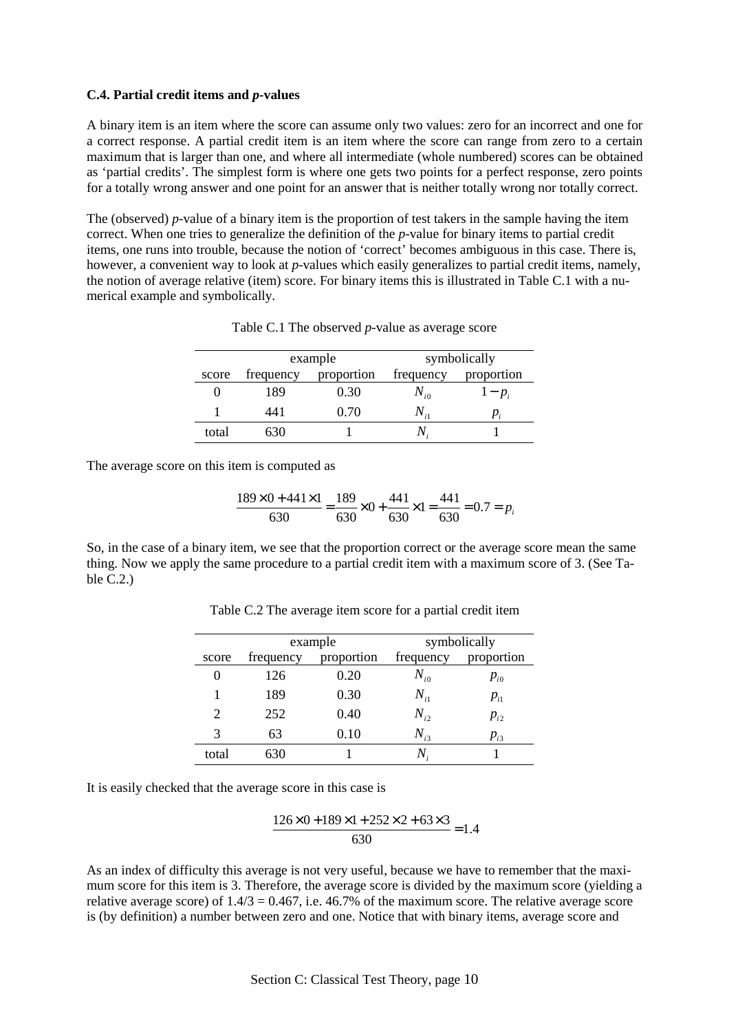### C.4. Partial credit items and *p*-values

A binary item is an item where the score can assume only two values: zero for an incorrect and one for a correct response. A partial credit item is an item where the score can range from zero to a certain maximum that is larger than one, and where all intermediate (whole numbered) scores can be obtained as 'partial credits'. The simplest form is where one gets two points for a perfect response, zero points for a totally wrong answer and one point for an answer that is neither totally wrong nor totally correct.

The (observed) *p*-value of a binary item is the proportion of test takers in the sample having the item correct. When one tries to generalize the definition of the *p*-value for binary items to partial credit items, one runs into trouble, because the notion of 'correct' becomes ambiguous in this case. There is, however, a convenient way to look at *p*-values which easily generalizes to partial credit items, namely, the notion of average relative (item) score. For binary items this is illustrated in Table C.1 with a numerical example and symbolically.

Table C.1 The observed *p*-value as average score

| | example | | symbolically | |
|---|---|---|---|---|
| score | frequency | proportion | frequency | proportion |
| 0 | 189 | 0.30 | $N_{i0}$ | $1-p_i$ |
| 1 | 441 | 0.70 | $N_{i1}$ | $p_i$ |
| total | 630 | 1 | $N_i$ | 1 |

The average score on this item is computed as

$$\frac{189 \times 0 + 441 \times 1}{630} = \frac{189}{630} \times 0 + \frac{441}{630} \times 1 = \frac{441}{630} = 0.7 = p_i$$

So, in the case of a binary item, we see that the proportion correct or the average score mean the same thing. Now we apply the same procedure to a partial credit item with a maximum score of 3. (See Table C.2.)

Table C.2 The average item score for a partial credit item

| | example | | symbolically | |
|---|---|---|---|---|
| score | frequency | proportion | frequency | proportion |
| 0 | 126 | 0.20 | $N_{i0}$ | $p_{i0}$ |
| 1 | 189 | 0.30 | $N_{i1}$ | $p_{i1}$ |
| 2 | 252 | 0.40 | $N_{i2}$ | $p_{i2}$ |
| 3 | 63 | 0.10 | $N_{i3}$ | $p_{i3}$ |
| total | 630 | 1 | $N_i$ | 1 |

It is easily checked that the average score in this case is

$$\frac{126 \times 0 + 189 \times 1 + 252 \times 2 + 63 \times 3}{630} = 1.4$$

As an index of difficulty this average is not very useful, because we have to remember that the maximum score for this item is 3. Therefore, the average score is divided by the maximum score (yielding a relative average score) of $1.4/3 = 0.467$, i.e. 46.7% of the maximum score. The relative average score is (by definition) a number between zero and one. Notice that with binary items, average score and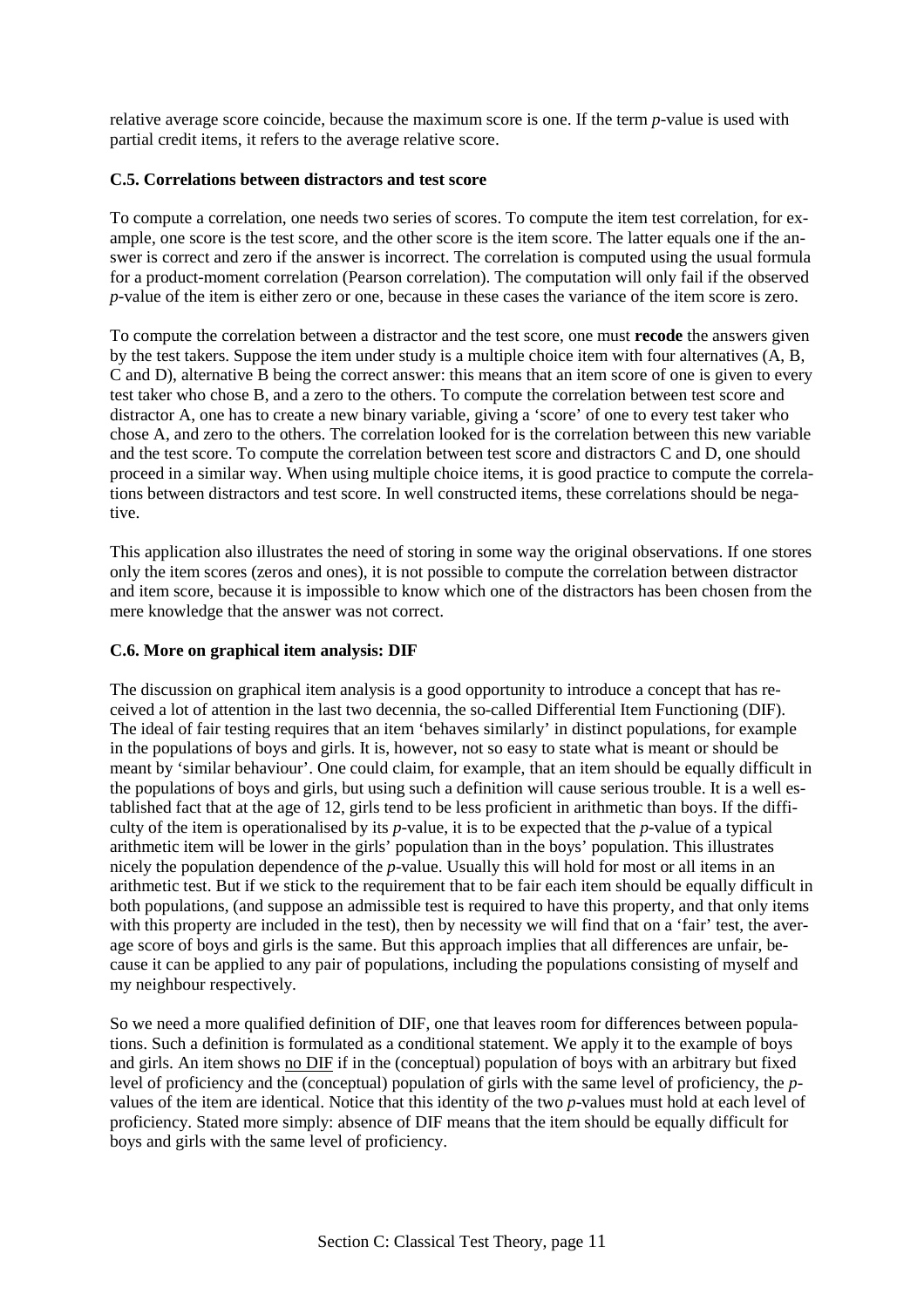relative average score coincide, because the maximum score is one. If the term *p*-value is used with partial credit items, it refers to the average relative score.

### C.5. Correlations between distractors and test score

To compute a correlation, one needs two series of scores. To compute the item test correlation, for example, one score is the test score, and the other score is the item score. The latter equals one if the answer is correct and zero if the answer is incorrect. The correlation is computed using the usual formula for a product-moment correlation (Pearson correlation). The computation will only fail if the observed *p*-value of the item is either zero or one, because in these cases the variance of the item score is zero.

To compute the correlation between a distractor and the test score, one must **recode** the answers given by the test takers. Suppose the item under study is a multiple choice item with four alternatives (A, B, C and D), alternative B being the correct answer: this means that an item score of one is given to every test taker who chose B, and a zero to the others. To compute the correlation between test score and distractor A, one has to create a new binary variable, giving a 'score' of one to every test taker who chose A, and zero to the others. The correlation looked for is the correlation between this new variable and the test score. To compute the correlation between test score and distractors C and D, one should proceed in a similar way. When using multiple choice items, it is good practice to compute the correlations between distractors and test score. In well constructed items, these correlations should be negative.

This application also illustrates the need of storing in some way the original observations. If one stores only the item scores (zeros and ones), it is not possible to compute the correlation between distractor and item score, because it is impossible to know which one of the distractors has been chosen from the mere knowledge that the answer was not correct.

### C.6. More on graphical item analysis: DIF

The discussion on graphical item analysis is a good opportunity to introduce a concept that has received a lot of attention in the last two decennia, the so-called Differential Item Functioning (DIF). The ideal of fair testing requires that an item 'behaves similarly' in distinct populations, for example in the populations of boys and girls. It is, however, not so easy to state what is meant or should be meant by 'similar behaviour'. One could claim, for example, that an item should be equally difficult in the populations of boys and girls, but using such a definition will cause serious trouble. It is a well established fact that at the age of 12, girls tend to be less proficient in arithmetic than boys. If the difficulty of the item is operationalised by its *p*-value, it is to be expected that the *p*-value of a typical arithmetic item will be lower in the girls' population than in the boys' population. This illustrates nicely the population dependence of the *p*-value. Usually this will hold for most or all items in an arithmetic test. But if we stick to the requirement that to be fair each item should be equally difficult in both populations, (and suppose an admissible test is required to have this property, and that only items with this property are included in the test), then by necessity we will find that on a 'fair' test, the average score of boys and girls is the same. But this approach implies that all differences are unfair, because it can be applied to any pair of populations, including the populations consisting of myself and my neighbour respectively.

So we need a more qualified definition of DIF, one that leaves room for differences between populations. Such a definition is formulated as a conditional statement. We apply it to the example of boys and girls. An item shows no DIF if in the (conceptual) population of boys with an arbitrary but fixed level of proficiency and the (conceptual) population of girls with the same level of proficiency, the *p*-values of the item are identical. Notice that this identity of the two *p*-values must hold at each level of proficiency. Stated more simply: absence of DIF means that the item should be equally difficult for boys and girls with the same level of proficiency.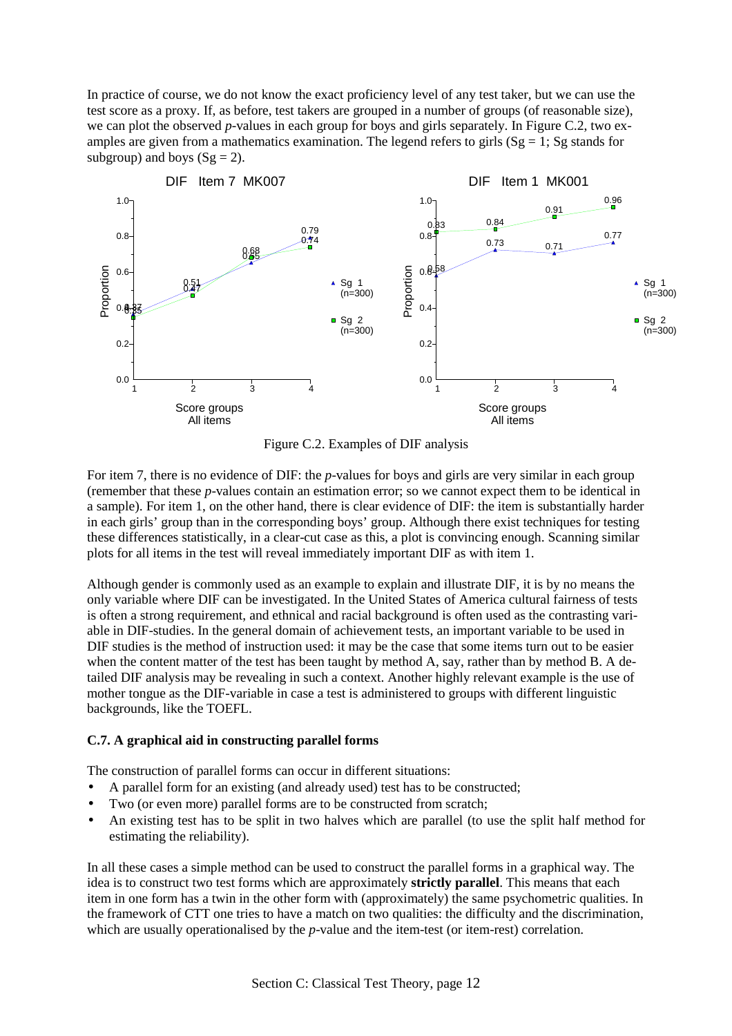In practice of course, we do not know the exact proficiency level of any test taker, but we can use the test score as a proxy. If, as before, test takers are grouped in a number of groups (of reasonable size), we can plot the observed *p*-values in each group for boys and girls separately. In Figure C.2, two examples are given from a mathematics examination. The legend refers to girls (Sg = 1; Sg stands for subgroup) and boys (Sg = 2).

Figure C.2. Examples of DIF analysis

For item 7, there is no evidence of DIF: the *p*-values for boys and girls are very similar in each group (remember that these *p*-values contain an estimation error; so we cannot expect them to be identical in a sample). For item 1, on the other hand, there is clear evidence of DIF: the item is substantially harder in each girls' group than in the corresponding boys' group. Although there exist techniques for testing these differences statistically, in a clear-cut case as this, a plot is convincing enough. Scanning similar plots for all items in the test will reveal immediately important DIF as with item 1.

Although gender is commonly used as an example to explain and illustrate DIF, it is by no means the only variable where DIF can be investigated. In the United States of America cultural fairness of tests is often a strong requirement, and ethnical and racial background is often used as the contrasting variable in DIF-studies. In the general domain of achievement tests, an important variable to be used in DIF studies is the method of instruction used: it may be the case that some items turn out to be easier when the content matter of the test has been taught by method A, say, rather than by method B. A detailed DIF analysis may be revealing in such a context. Another highly relevant example is the use of mother tongue as the DIF-variable in case a test is administered to groups with different linguistic backgrounds, like the TOEFL.

### C.7. A graphical aid in constructing parallel forms

The construction of parallel forms can occur in different situations:

- A parallel form for an existing (and already used) test has to be constructed;
- Two (or even more) parallel forms are to be constructed from scratch;
- An existing test has to be split in two halves which are parallel (to use the split half method for estimating the reliability).

In all these cases a simple method can be used to construct the parallel forms in a graphical way. The idea is to construct two test forms which are approximately **strictly parallel**. This means that each item in one form has a twin in the other form with (approximately) the same psychometric qualities. In the framework of CTT one tries to have a match on two qualities: the difficulty and the discrimination, which are usually operationalised by the *p*-value and the item-test (or item-rest) correlation.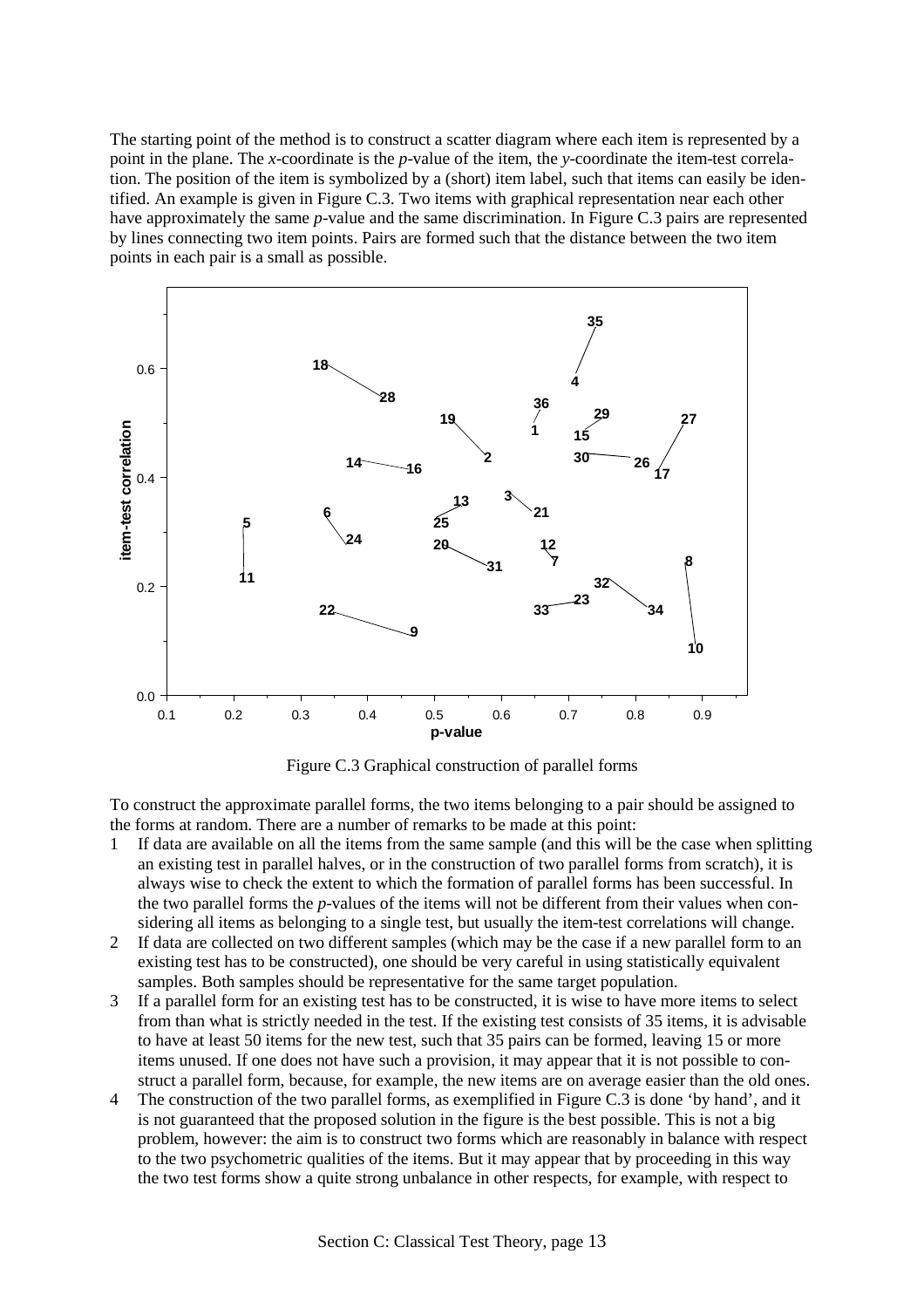The starting point of the method is to construct a scatter diagram where each item is represented by a point in the plane. The *x*-coordinate is the *p*-value of the item, the *y*-coordinate the item-test correlation. The position of the item is symbolized by a (short) item label, such that items can easily be identified. An example is given in Figure C.3. Two items with graphical representation near each other have approximately the same *p*-value and the same discrimination. In Figure C.3 pairs are represented by lines connecting two item points. Pairs are formed such that the distance between the two item points in each pair is a small as possible.

Figure C.3 Graphical construction of parallel forms

To construct the approximate parallel forms, the two items belonging to a pair should be assigned to the forms at random. There are a number of remarks to be made at this point:

1. If data are available on all the items from the same sample (and this will be the case when splitting an existing test in parallel halves, or in the construction of two parallel forms from scratch), it is always wise to check the extent to which the formation of parallel forms has been successful. In the two parallel forms the *p*-values of the items will not be different from their values when considering all items as belonging to a single test, but usually the item-test correlations will change.
2. If data are collected on two different samples (which may be the case if a new parallel form to an existing test has to be constructed), one should be very careful in using statistically equivalent samples. Both samples should be representative for the same target population.
3. If a parallel form for an existing test has to be constructed, it is wise to have more items to select from than what is strictly needed in the test. If the existing test consists of 35 items, it is advisable to have at least 50 items for the new test, such that 35 pairs can be formed, leaving 15 or more items unused. If one does not have such a provision, it may appear that it is not possible to construct a parallel form, because, for example, the new items are on average easier than the old ones.
4. The construction of the two parallel forms, as exemplified in Figure C.3 is done 'by hand', and it is not guaranteed that the proposed solution in the figure is the best possible. This is not a big problem, however: the aim is to construct two forms which are reasonably in balance with respect to the two psychometric qualities of the items. But it may appear that by proceeding in this way the two test forms show a quite strong unbalance in other respects, for example, with respect to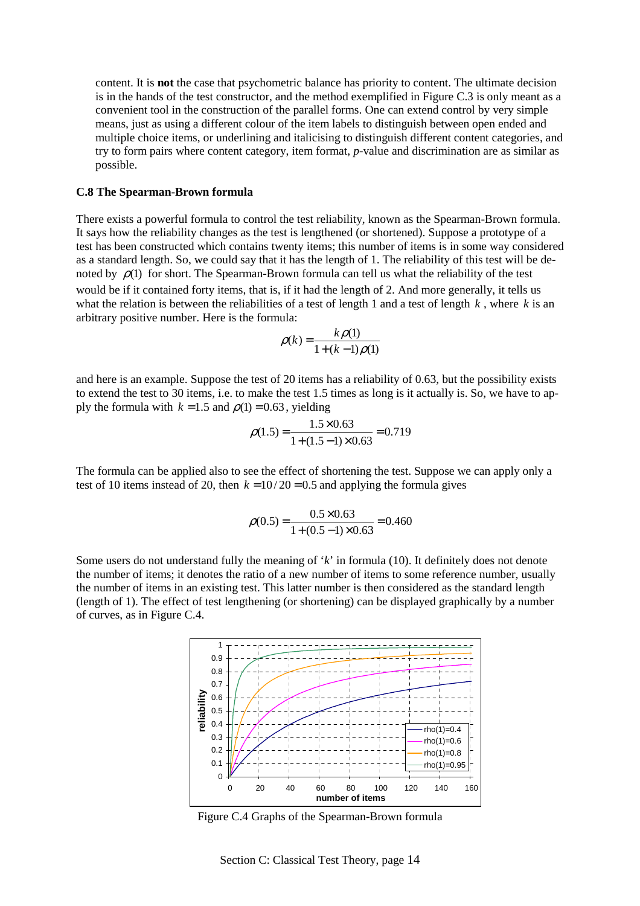content. It is **not** the case that psychometric balance has priority to content. The ultimate decision is in the hands of the test constructor, and the method exemplified in Figure C.3 is only meant as a convenient tool in the construction of the parallel forms. One can extend control by very simple means, just as using a different colour of the item labels to distinguish between open ended and multiple choice items, or underlining and italicising to distinguish different content categories, and try to form pairs where content category, item format, *p*-value and discrimination are as similar as possible.

### C.8 The Spearman-Brown formula

There exists a powerful formula to control the test reliability, known as the Spearman-Brown formula. It says how the reliability changes as the test is lengthened (or shortened). Suppose a prototype of a test has been constructed which contains twenty items; this number of items is in some way considered as a standard length. So, we could say that it has the length of 1. The reliability of this test will be denoted by $\rho(1)$ for short. The Spearman-Brown formula can tell us what the reliability of the test would be if it contained forty items, that is, if it had the length of 2. And more generally, it tells us what the relation is between the reliabilities of a test of length 1 and a test of length $k$, where $k$ is an arbitrary positive number. Here is the formula:

$$\rho(k) = \frac{k\rho(1)}{1 + (k-1)\rho(1)}$$

and here is an example. Suppose the test of 20 items has a reliability of 0.63, but the possibility exists to extend the test to 30 items, i.e. to make the test 1.5 times as long is it actually is. So, we have to apply the formula with $k = 1.5$ and $\rho(1) = 0.63$, yielding

$$\rho(1.5) = \frac{1.5 \times 0.63}{1 + (1.5-1) \times 0.63} = 0.719$$

The formula can be applied also to see the effect of shortening the test. Suppose we can apply only a test of 10 items instead of 20, then $k = 10/20 = 0.5$ and applying the formula gives

$$\rho(0.5) = \frac{0.5 \times 0.63}{1 + (0.5-1) \times 0.63} = 0.460$$

Some users do not understand fully the meaning of '$k$' in formula (10). It definitely does not denote the number of items; it denotes the ratio of a new number of items to some reference number, usually the number of items in an existing test. This latter number is then considered as the standard length (length of 1). The effect of test lengthening (or shortening) can be displayed graphically by a number of curves, as in Figure C.4.

Figure C.4 Graphs of the Spearman-Brown formula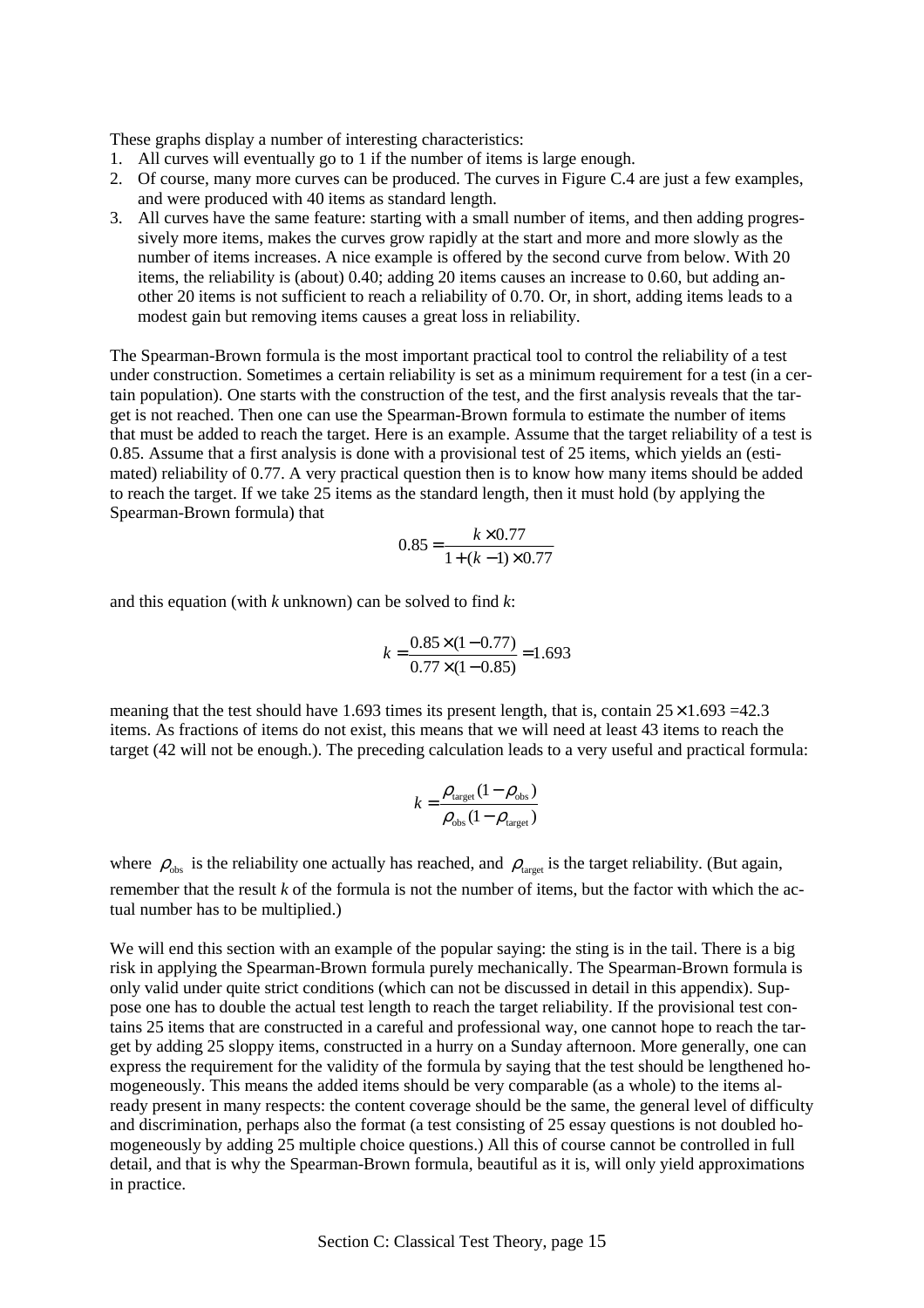These graphs display a number of interesting characteristics:

1. All curves will eventually go to 1 if the number of items is large enough.
2. Of course, many more curves can be produced. The curves in Figure C.4 are just a few examples, and were produced with 40 items as standard length.
3. All curves have the same feature: starting with a small number of items, and then adding progressively more items, makes the curves grow rapidly at the start and more and more slowly as the number of items increases. A nice example is offered by the second curve from below. With 20 items, the reliability is (about) 0.40; adding 20 items causes an increase to 0.60, but adding another 20 items is not sufficient to reach a reliability of 0.70. Or, in short, adding items leads to a modest gain but removing items causes a great loss in reliability.

The Spearman-Brown formula is the most important practical tool to control the reliability of a test under construction. Sometimes a certain reliability is set as a minimum requirement for a test (in a certain population). One starts with the construction of the test, and the first analysis reveals that the target is not reached. Then one can use the Spearman-Brown formula to estimate the number of items that must be added to reach the target. Here is an example. Assume that the target reliability of a test is 0.85. Assume that a first analysis is done with a provisional test of 25 items, which yields an (estimated) reliability of 0.77. A very practical question then is to know how many items should be added to reach the target. If we take 25 items as the standard length, then it must hold (by applying the Spearman-Brown formula) that

$$0.85 = \frac{k \times 0.77}{1 + (k-1) \times 0.77}$$

and this equation (with $k$ unknown) can be solved to find $k$:

$$k = \frac{0.85 \times (1 - 0.77)}{0.77 \times (1 - 0.85)} = 1.693$$

meaning that the test should have 1.693 times its present length, that is, contain $25 \times 1.693 = 42.3$ items. As fractions of items do not exist, this means that we will need at least 43 items to reach the target (42 will not be enough.). The preceding calculation leads to a very useful and practical formula:

$$k = \frac{\rho_{\text{target}}(1 - \rho_{\text{obs}})}{\rho_{\text{obs}}(1 - \rho_{\text{target}})}$$

where $\rho_{\text{obs}}$ is the reliability one actually has reached, and $\rho_{\text{target}}$ is the target reliability. (But again, remember that the result $k$ of the formula is not the number of items, but the factor with which the actual number has to be multiplied.)

We will end this section with an example of the popular saying: the sting is in the tail. There is a big risk in applying the Spearman-Brown formula purely mechanically. The Spearman-Brown formula is only valid under quite strict conditions (which can not be discussed in detail in this appendix). Suppose one has to double the actual test length to reach the target reliability. If the provisional test contains 25 items that are constructed in a careful and professional way, one cannot hope to reach the target by adding 25 sloppy items, constructed in a hurry on a Sunday afternoon. More generally, one can express the requirement for the validity of the formula by saying that the test should be lengthened homogeneously. This means the added items should be very comparable (as a whole) to the items already present in many respects: the content coverage should be the same, the general level of difficulty and discrimination, perhaps also the format (a test consisting of 25 essay questions is not doubled homogeneously by adding 25 multiple choice questions.) All this of course cannot be controlled in full detail, and that is why the Spearman-Brown formula, beautiful as it is, will only yield approximations in practice.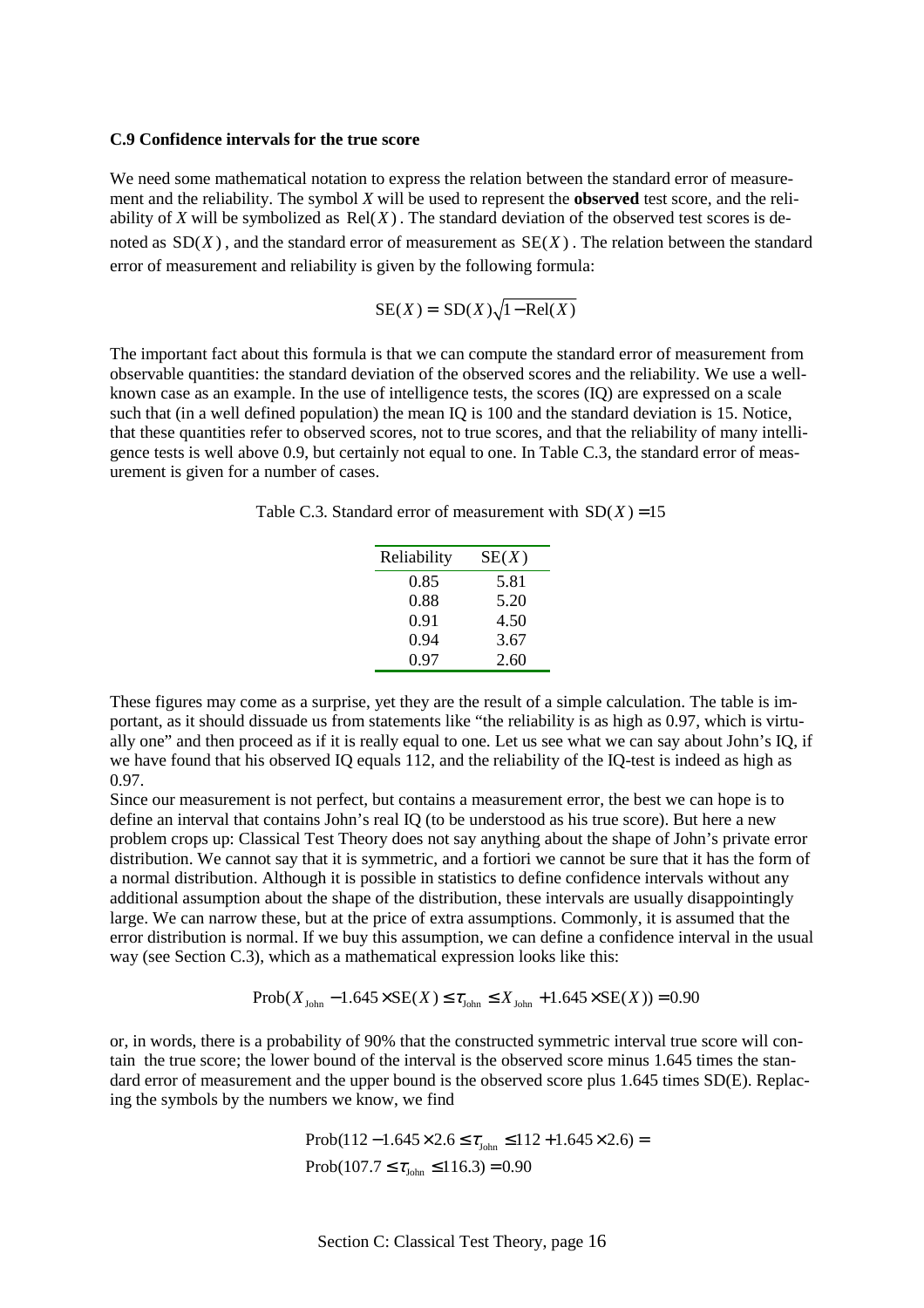### C.9 Confidence intervals for the true score

We need some mathematical notation to express the relation between the standard error of measurement and the reliability. The symbol $X$ will be used to represent the **observed** test score, and the reliability of $X$ will be symbolized as $\text{Rel}(X)$. The standard deviation of the observed test scores is denoted as $\text{SD}(X)$, and the standard error of measurement as $\text{SE}(X)$. The relation between the standard error of measurement and reliability is given by the following formula:

$$\text{SE}(X) = \text{SD}(X)\sqrt{1-\text{Rel}(X)}$$

The important fact about this formula is that we can compute the standard error of measurement from observable quantities: the standard deviation of the observed scores and the reliability. We use a well-known case as an example. In the use of intelligence tests, the scores (IQ) are expressed on a scale such that (in a well defined population) the mean IQ is 100 and the standard deviation is 15. Notice, that these quantities refer to observed scores, not to true scores, and that the reliability of many intelligence tests is well above 0.9, but certainly not equal to one. In Table C.3, the standard error of measurement is given for a number of cases.

Table C.3. Standard error of measurement with $\text{SD}(X) = 15$

| Reliability | $\text{SE}(X)$ |
|---|---|
| 0.85 | 5.81 |
| 0.88 | 5.20 |
| 0.91 | 4.50 |
| 0.94 | 3.67 |
| 0.97 | 2.60 |

These figures may come as a surprise, yet they are the result of a simple calculation. The table is important, as it should dissuade us from statements like "the reliability is as high as 0.97, which is virtually one" and then proceed as if it is really equal to one. Let us see what we can say about John's IQ, if we have found that his observed IQ equals 112, and the reliability of the IQ-test is indeed as high as 0.97.

Since our measurement is not perfect, but contains a measurement error, the best we can hope is to define an interval that contains John's real IQ (to be understood as his true score). But here a new problem crops up: Classical Test Theory does not say anything about the shape of John's private error distribution. We cannot say that it is symmetric, and a fortiori we cannot be sure that it has the form of a normal distribution. Although it is possible in statistics to define confidence intervals without any additional assumption about the shape of the distribution, these intervals are usually disappointingly large. We can narrow these, but at the price of extra assumptions. Commonly, it is assumed that the error distribution is normal. If we buy this assumption, we can define a confidence interval in the usual way (see Section C.3), which as a mathematical expression looks like this:

$$\text{Prob}(X_{\text{John}} - 1.645 \times \text{SE}(X) \le \tau_{\text{John}} \le X_{\text{John}} + 1.645 \times \text{SE}(X)) = 0.90$$

or, in words, there is a probability of 90% that the constructed symmetric interval true score will contain the true score; the lower bound of the interval is the observed score minus 1.645 times the standard error of measurement and the upper bound is the observed score plus 1.645 times SD(E). Replacing the symbols by the numbers we know, we find

$$\text{Prob}(112 - 1.645 \times 2.6 \le \tau_{\text{John}} \le 112 + 1.645 \times 2.6) =$$
$$\text{Prob}(107.7 \le \tau_{\text{John}} \le 116.3) = 0.90$$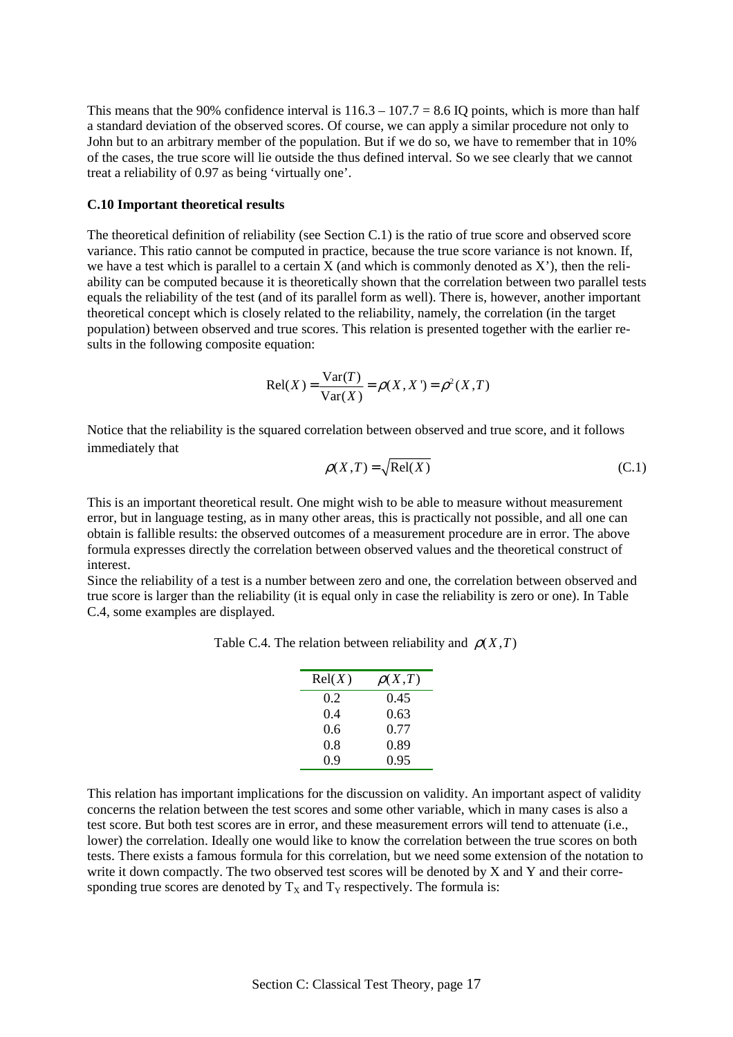This means that the 90% confidence interval is 116.3 – 107.7 = 8.6 IQ points, which is more than half a standard deviation of the observed scores. Of course, we can apply a similar procedure not only to John but to an arbitrary member of the population. But if we do so, we have to remember that in 10% of the cases, the true score will lie outside the thus defined interval. So we see clearly that we cannot treat a reliability of 0.97 as being 'virtually one'.

### C.10 Important theoretical results

The theoretical definition of reliability (see Section C.1) is the ratio of true score and observed score variance. This ratio cannot be computed in practice, because the true score variance is not known. If, we have a test which is parallel to a certain X (and which is commonly denoted as X'), then the reliability can be computed because it is theoretically shown that the correlation between two parallel tests equals the reliability of the test (and of its parallel form as well). There is, however, another important theoretical concept which is closely related to the reliability, namely, the correlation (in the target population) between observed and true scores. This relation is presented together with the earlier results in the following composite equation:

$$\text{Rel}(X) = \frac{\text{Var}(T)}{\text{Var}(X)} = \rho(X, X') = \rho^2(X, T)$$

Notice that the reliability is the squared correlation between observed and true score, and it follows immediately that

$$\rho(X, T) = \sqrt{\text{Rel}(X)} \tag{C.1}$$

This is an important theoretical result. One might wish to be able to measure without measurement error, but in language testing, as in many other areas, this is practically not possible, and all one can obtain is fallible results: the observed outcomes of a measurement procedure are in error. The above formula expresses directly the correlation between observed values and the theoretical construct of interest.

Since the reliability of a test is a number between zero and one, the correlation between observed and true score is larger than the reliability (it is equal only in case the reliability is zero or one). In Table C.4, some examples are displayed.

Table C.4. The relation between reliability and $\rho(X, T)$

| $\text{Rel}(X)$ | $\rho(X, T)$ |
|---|---|
| 0.2 | 0.45 |
| 0.4 | 0.63 |
| 0.6 | 0.77 |
| 0.8 | 0.89 |
| 0.9 | 0.95 |

This relation has important implications for the discussion on validity. An important aspect of validity concerns the relation between the test scores and some other variable, which in many cases is also a test score. But both test scores are in error, and these measurement errors will tend to attenuate (i.e., lower) the correlation. Ideally one would like to know the correlation between the true scores on both tests. There exists a famous formula for this correlation, but we need some extension of the notation to write it down compactly. The two observed test scores will be denoted by X and Y and their corresponding true scores are denoted by $T_X$ and $T_Y$ respectively. The formula is: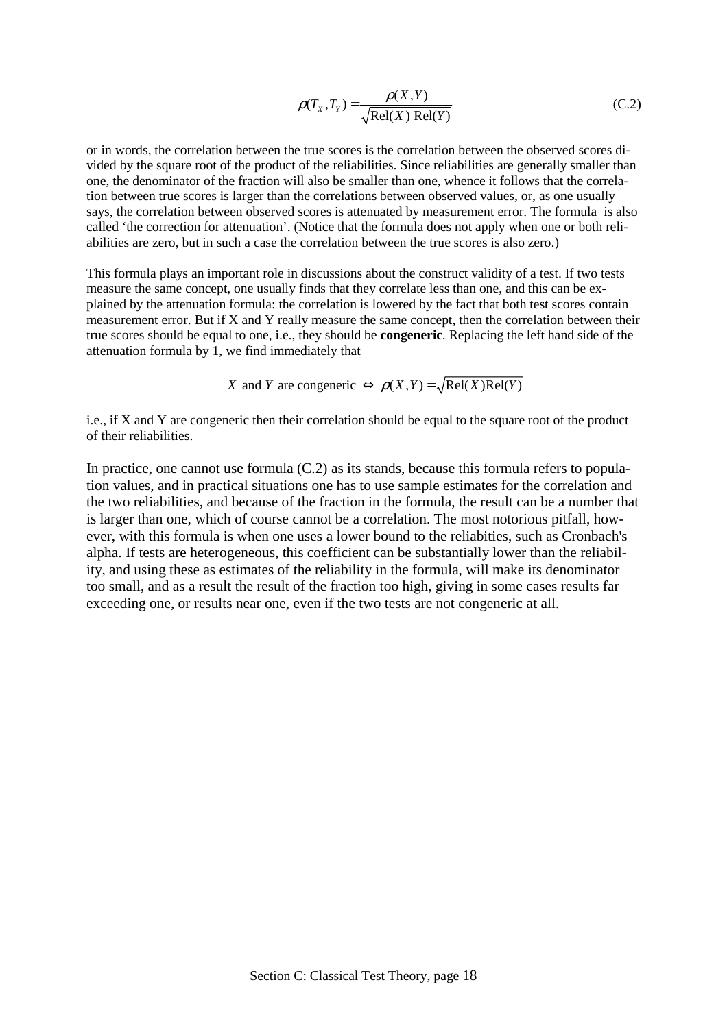$$\rho(T_X, T_Y) = \frac{\rho(X,Y)}{\sqrt{\text{Rel}(X)\ \text{Rel}(Y)}} \tag{C.2}$$

or in words, the correlation between the true scores is the correlation between the observed scores divided by the square root of the product of the reliabilities. Since reliabilities are generally smaller than one, the denominator of the fraction will also be smaller than one, whence it follows that the correlation between true scores is larger than the correlations between observed values, or, as one usually says, the correlation between observed scores is attenuated by measurement error. The formula is also called 'the correction for attenuation'. (Notice that the formula does not apply when one or both reliabilities are zero, but in such a case the correlation between the true scores is also zero.)

This formula plays an important role in discussions about the construct validity of a test. If two tests measure the same concept, one usually finds that they correlate less than one, and this can be explained by the attenuation formula: the correlation is lowered by the fact that both test scores contain measurement error. But if X and Y really measure the same concept, then the correlation between their true scores should be equal to one, i.e., they should be **congeneric**. Replacing the left hand side of the attenuation formula by 1, we find immediately that

$$X \text{ and } Y \text{ are congeneric} \Leftrightarrow \rho(X,Y) = \sqrt{\text{Rel}(X)\text{Rel}(Y)}$$

i.e., if X and Y are congeneric then their correlation should be equal to the square root of the product of their reliabilities.

In practice, one cannot use formula (C.2) as its stands, because this formula refers to population values, and in practical situations one has to use sample estimates for the correlation and the two reliabilities, and because of the fraction in the formula, the result can be a number that is larger than one, which of course cannot be a correlation. The most notorious pitfall, however, with this formula is when one uses a lower bound to the reliabities, such as Cronbach's alpha. If tests are heterogeneous, this coefficient can be substantially lower than the reliability, and using these as estimates of the reliability in the formula, will make its denominator too small, and as a result the result of the fraction too high, giving in some cases results far exceeding one, or results near one, even if the two tests are not congeneric at all.